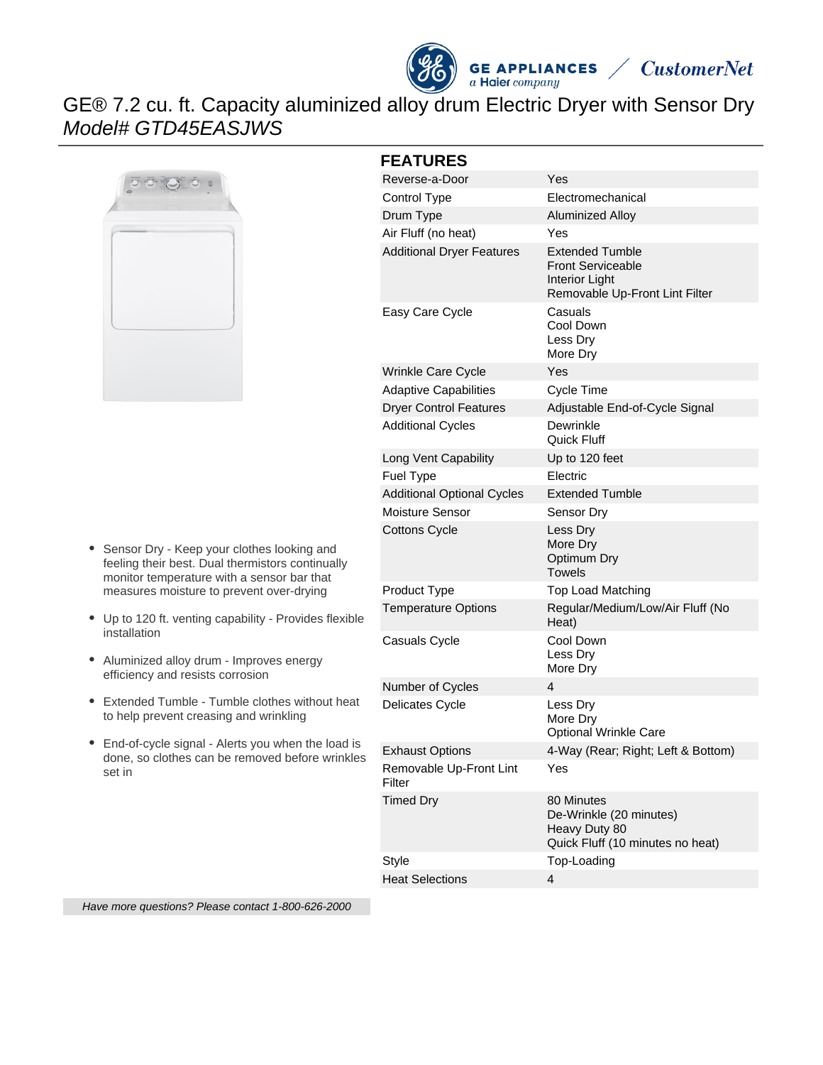# GE® 7.2 cu. ft. Capacity aluminized alloy drum Electric Dryer with Sensor Dry

*Model# GTD45EASJWS*

- Sensor Dry - Keep your clothes looking and feeling their best. Dual thermistors continually monitor temperature with a sensor bar that measures moisture to prevent over-drying
- Up to 120 ft. venting capability - Provides flexible installation
- Aluminized alloy drum - Improves energy efficiency and resists corrosion
- Extended Tumble - Tumble clothes without heat to help prevent creasing and wrinkling
- End-of-cycle signal - Alerts you when the load is done, so clothes can be removed before wrinkles set in

## FEATURES

| Feature | Value |
|---|---|
| Reverse-a-Door | Yes |
| Control Type | Electromechanical |
| Drum Type | Aluminized Alloy |
| Air Fluff (no heat) | Yes |
| Additional Dryer Features | Extended Tumble<br>Front Serviceable<br>Interior Light<br>Removable Up-Front Lint Filter |
| Easy Care Cycle | Casuals<br>Cool Down<br>Less Dry<br>More Dry |
| Wrinkle Care Cycle | Yes |
| Adaptive Capabilities | Cycle Time |
| Dryer Control Features | Adjustable End-of-Cycle Signal |
| Additional Cycles | Dewrinkle<br>Quick Fluff |
| Long Vent Capability | Up to 120 feet |
| Fuel Type | Electric |
| Additional Optional Cycles | Extended Tumble |
| Moisture Sensor | Sensor Dry |
| Cottons Cycle | Less Dry<br>More Dry<br>Optimum Dry<br>Towels |
| Product Type | Top Load Matching |
| Temperature Options | Regular/Medium/Low/Air Fluff (No Heat) |
| Casuals Cycle | Cool Down<br>Less Dry<br>More Dry |
| Number of Cycles | 4 |
| Delicates Cycle | Less Dry<br>More Dry<br>Optional Wrinkle Care |
| Exhaust Options | 4-Way (Rear; Right; Left & Bottom) |
| Removable Up-Front Lint Filter | Yes |
| Timed Dry | 80 Minutes<br>De-Wrinkle (20 minutes)<br>Heavy Duty 80<br>Quick Fluff (10 minutes no heat) |
| Style | Top-Loading |
| Heat Selections | 4 |

*Have more questions? Please contact 1-800-626-2000*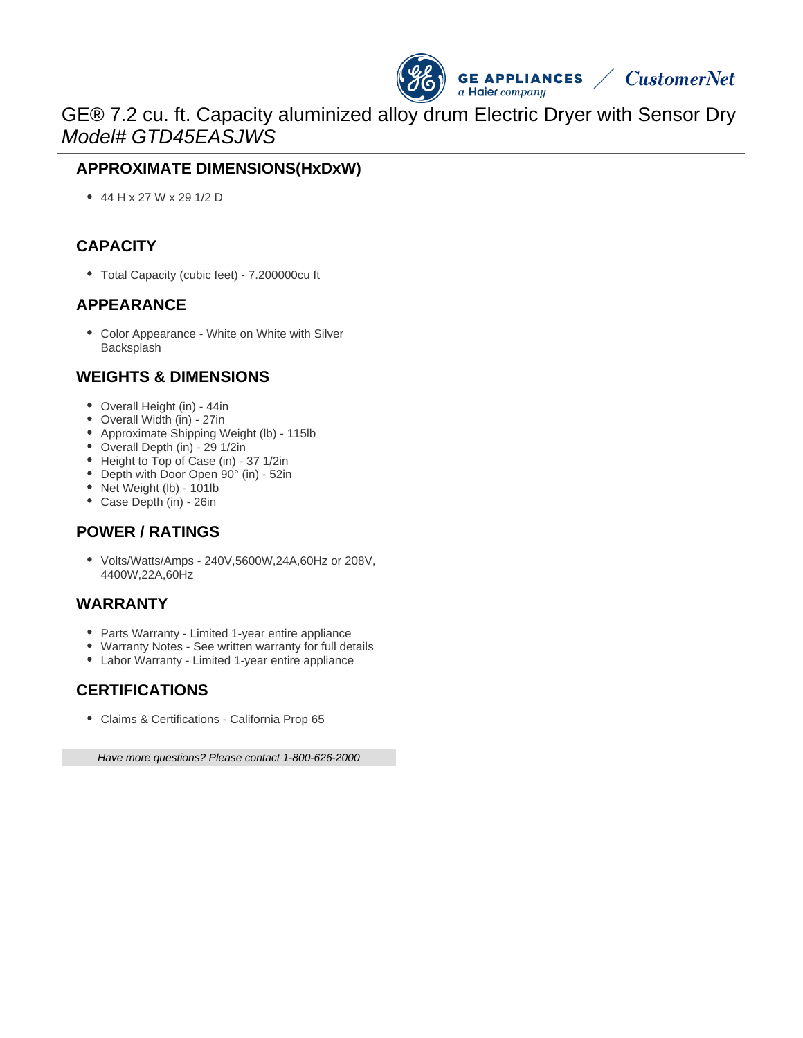# GE® 7.2 cu. ft. Capacity aluminized alloy drum Electric Dryer with Sensor Dry

*Model# GTD45EASJWS*

## APPROXIMATE DIMENSIONS(HxDxW)

- 44 H x 27 W x 29 1/2 D

## CAPACITY

- Total Capacity (cubic feet) - 7.200000cu ft

## APPEARANCE

- Color Appearance - White on White with Silver Backsplash

## WEIGHTS & DIMENSIONS

- Overall Height (in) - 44in
- Overall Width (in) - 27in
- Approximate Shipping Weight (lb) - 115lb
- Overall Depth (in) - 29 1/2in
- Height to Top of Case (in) - 37 1/2in
- Depth with Door Open 90° (in) - 52in
- Net Weight (lb) - 101lb
- Case Depth (in) - 26in

## POWER / RATINGS

- Volts/Watts/Amps - 240V,5600W,24A,60Hz or 208V, 4400W,22A,60Hz

## WARRANTY

- Parts Warranty - Limited 1-year entire appliance
- Warranty Notes - See written warranty for full details
- Labor Warranty - Limited 1-year entire appliance

## CERTIFICATIONS

- Claims & Certifications - California Prop 65

*Have more questions? Please contact 1-800-626-2000*